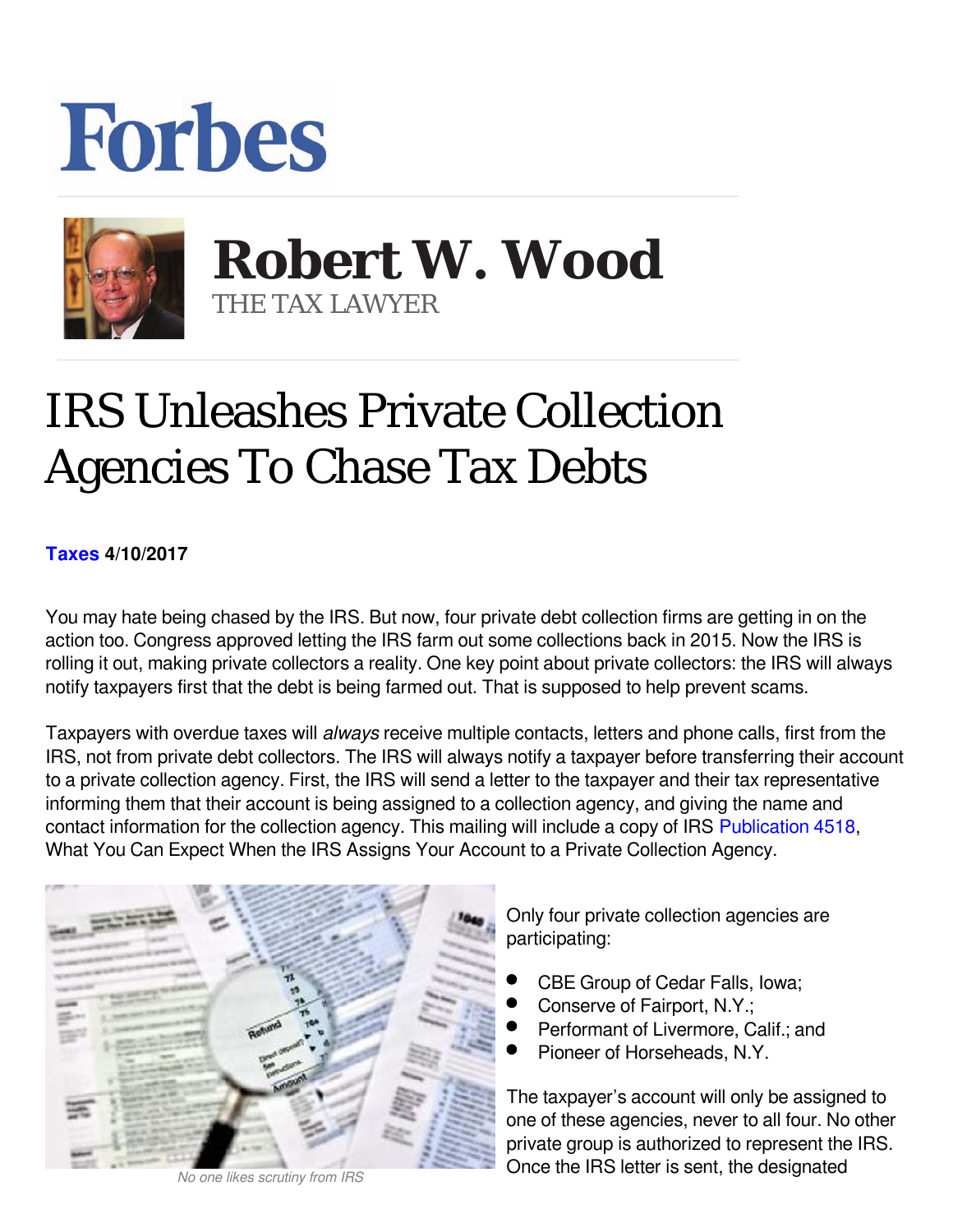# Forbes

**Robert W. Wood**
THE TAX LAWYER

# IRS Unleashes Private Collection Agencies To Chase Tax Debts

**Taxes 4/10/2017**

You may hate being chased by the IRS. But now, four private debt collection firms are getting in on the action too. Congress approved letting the IRS farm out some collections back in 2015. Now the IRS is rolling it out, making private collectors a reality. One key point about private collectors: the IRS will always notify taxpayers first that the debt is being farmed out. That is supposed to help prevent scams.

Taxpayers with overdue taxes will *always* receive multiple contacts, letters and phone calls, first from the IRS, not from private debt collectors. The IRS will always notify a taxpayer before transferring their account to a private collection agency. First, the IRS will send a letter to the taxpayer and their tax representative informing them that their account is being assigned to a collection agency, and giving the name and contact information for the collection agency. This mailing will include a copy of IRS Publication 4518, What You Can Expect When the IRS Assigns Your Account to a Private Collection Agency.

No one likes scrutiny from IRS

Only four private collection agencies are participating:

- CBE Group of Cedar Falls, Iowa;
- Conserve of Fairport, N.Y.;
- Performant of Livermore, Calif.; and
- Pioneer of Horseheads, N.Y.

The taxpayer's account will only be assigned to one of these agencies, never to all four. No other private group is authorized to represent the IRS. Once the IRS letter is sent, the designated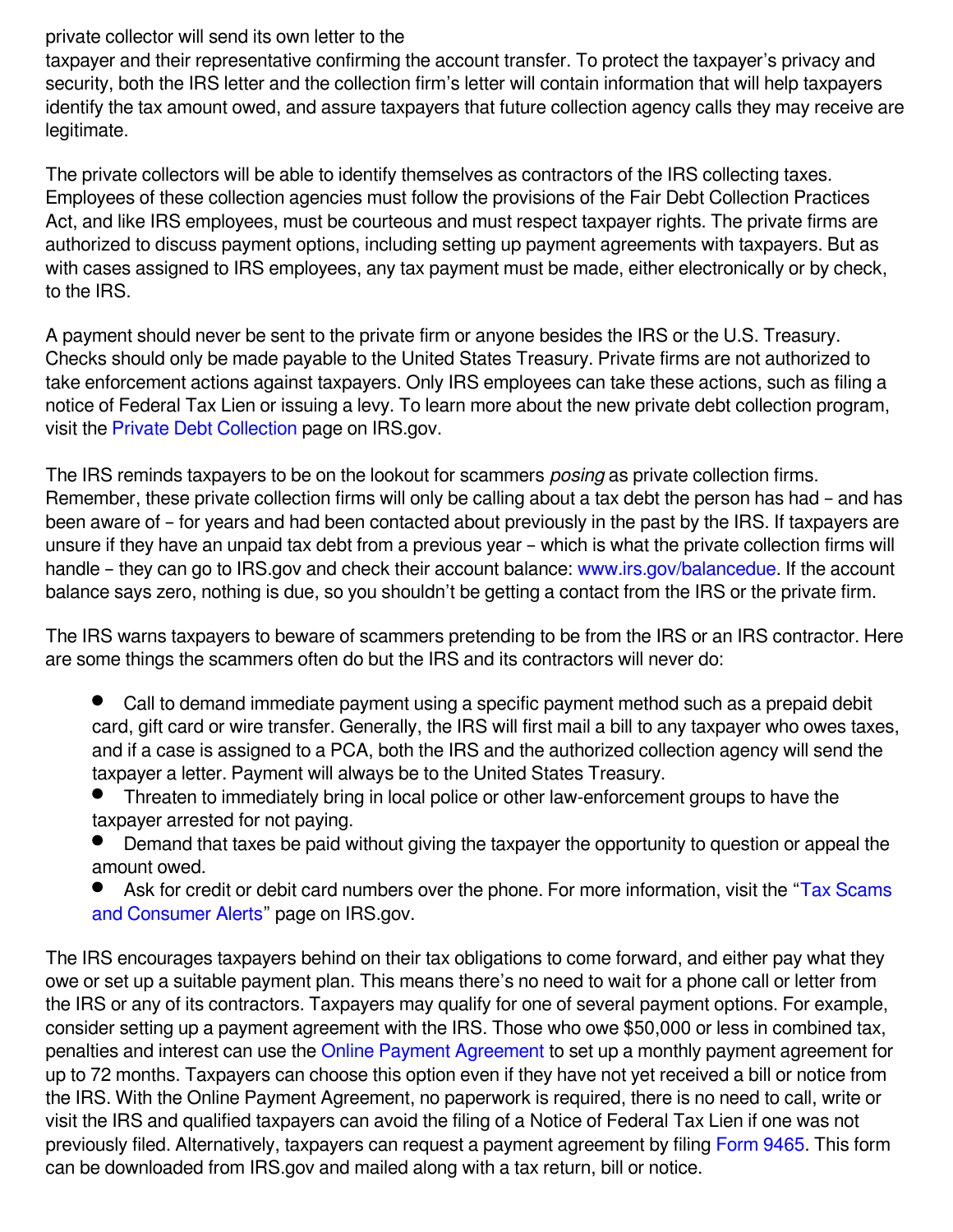private collector will send its own letter to the taxpayer and their representative confirming the account transfer. To protect the taxpayer's privacy and security, both the IRS letter and the collection firm's letter will contain information that will help taxpayers identify the tax amount owed, and assure taxpayers that future collection agency calls they may receive are legitimate.

The private collectors will be able to identify themselves as contractors of the IRS collecting taxes. Employees of these collection agencies must follow the provisions of the Fair Debt Collection Practices Act, and like IRS employees, must be courteous and must respect taxpayer rights. The private firms are authorized to discuss payment options, including setting up payment agreements with taxpayers. But as with cases assigned to IRS employees, any tax payment must be made, either electronically or by check, to the IRS.

A payment should never be sent to the private firm or anyone besides the IRS or the U.S. Treasury. Checks should only be made payable to the United States Treasury. Private firms are not authorized to take enforcement actions against taxpayers. Only IRS employees can take these actions, such as filing a notice of Federal Tax Lien or issuing a levy. To learn more about the new private debt collection program, visit the Private Debt Collection page on IRS.gov.

The IRS reminds taxpayers to be on the lookout for scammers *posing* as private collection firms. Remember, these private collection firms will only be calling about a tax debt the person has had – and has been aware of – for years and had been contacted about previously in the past by the IRS. If taxpayers are unsure if they have an unpaid tax debt from a previous year – which is what the private collection firms will handle – they can go to IRS.gov and check their account balance: www.irs.gov/balancedue. If the account balance says zero, nothing is due, so you shouldn't be getting a contact from the IRS or the private firm.

The IRS warns taxpayers to beware of scammers pretending to be from the IRS or an IRS contractor. Here are some things the scammers often do but the IRS and its contractors will never do:

- Call to demand immediate payment using a specific payment method such as a prepaid debit card, gift card or wire transfer. Generally, the IRS will first mail a bill to any taxpayer who owes taxes, and if a case is assigned to a PCA, both the IRS and the authorized collection agency will send the taxpayer a letter. Payment will always be to the United States Treasury.
- Threaten to immediately bring in local police or other law-enforcement groups to have the taxpayer arrested for not paying.
- Demand that taxes be paid without giving the taxpayer the opportunity to question or appeal the amount owed.
- Ask for credit or debit card numbers over the phone. For more information, visit the "Tax Scams and Consumer Alerts" page on IRS.gov.

The IRS encourages taxpayers behind on their tax obligations to come forward, and either pay what they owe or set up a suitable payment plan. This means there's no need to wait for a phone call or letter from the IRS or any of its contractors. Taxpayers may qualify for one of several payment options. For example, consider setting up a payment agreement with the IRS. Those who owe $50,000 or less in combined tax, penalties and interest can use the Online Payment Agreement to set up a monthly payment agreement for up to 72 months. Taxpayers can choose this option even if they have not yet received a bill or notice from the IRS. With the Online Payment Agreement, no paperwork is required, there is no need to call, write or visit the IRS and qualified taxpayers can avoid the filing of a Notice of Federal Tax Lien if one was not previously filed. Alternatively, taxpayers can request a payment agreement by filing Form 9465. This form can be downloaded from IRS.gov and mailed along with a tax return, bill or notice.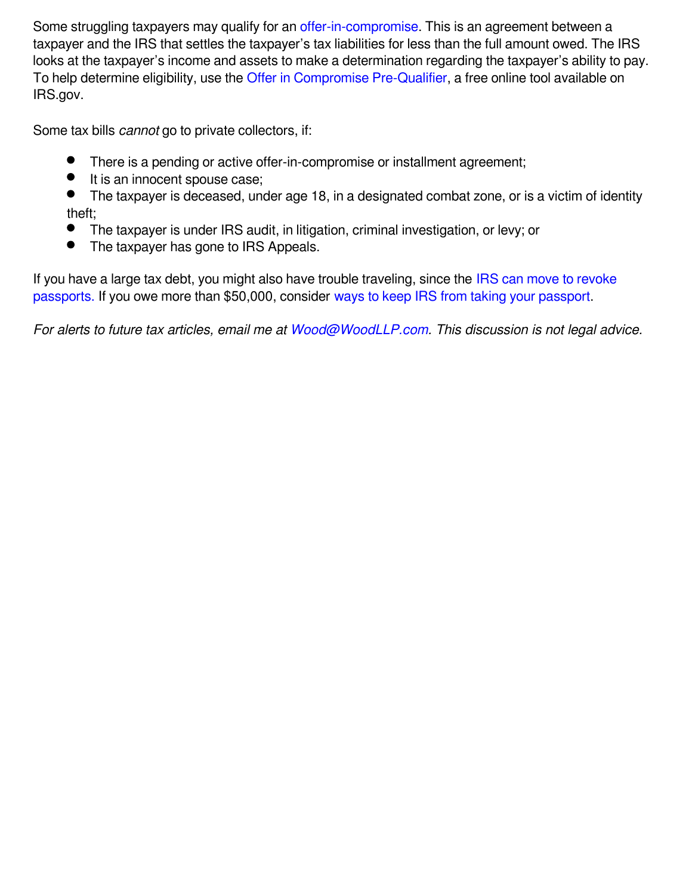Some struggling taxpayers may qualify for an offer-in-compromise. This is an agreement between a taxpayer and the IRS that settles the taxpayer's tax liabilities for less than the full amount owed. The IRS looks at the taxpayer's income and assets to make a determination regarding the taxpayer's ability to pay. To help determine eligibility, use the Offer in Compromise Pre-Qualifier, a free online tool available on IRS.gov.

Some tax bills *cannot* go to private collectors, if:

- There is a pending or active offer-in-compromise or installment agreement;
- It is an innocent spouse case;
- The taxpayer is deceased, under age 18, in a designated combat zone, or is a victim of identity theft;
- The taxpayer is under IRS audit, in litigation, criminal investigation, or levy; or
- The taxpayer has gone to IRS Appeals.

If you have a large tax debt, you might also have trouble traveling, since the IRS can move to revoke passports. If you owe more than $50,000, consider ways to keep IRS from taking your passport.

*For alerts to future tax articles, email me at Wood@WoodLLP.com. This discussion is not legal advice.*